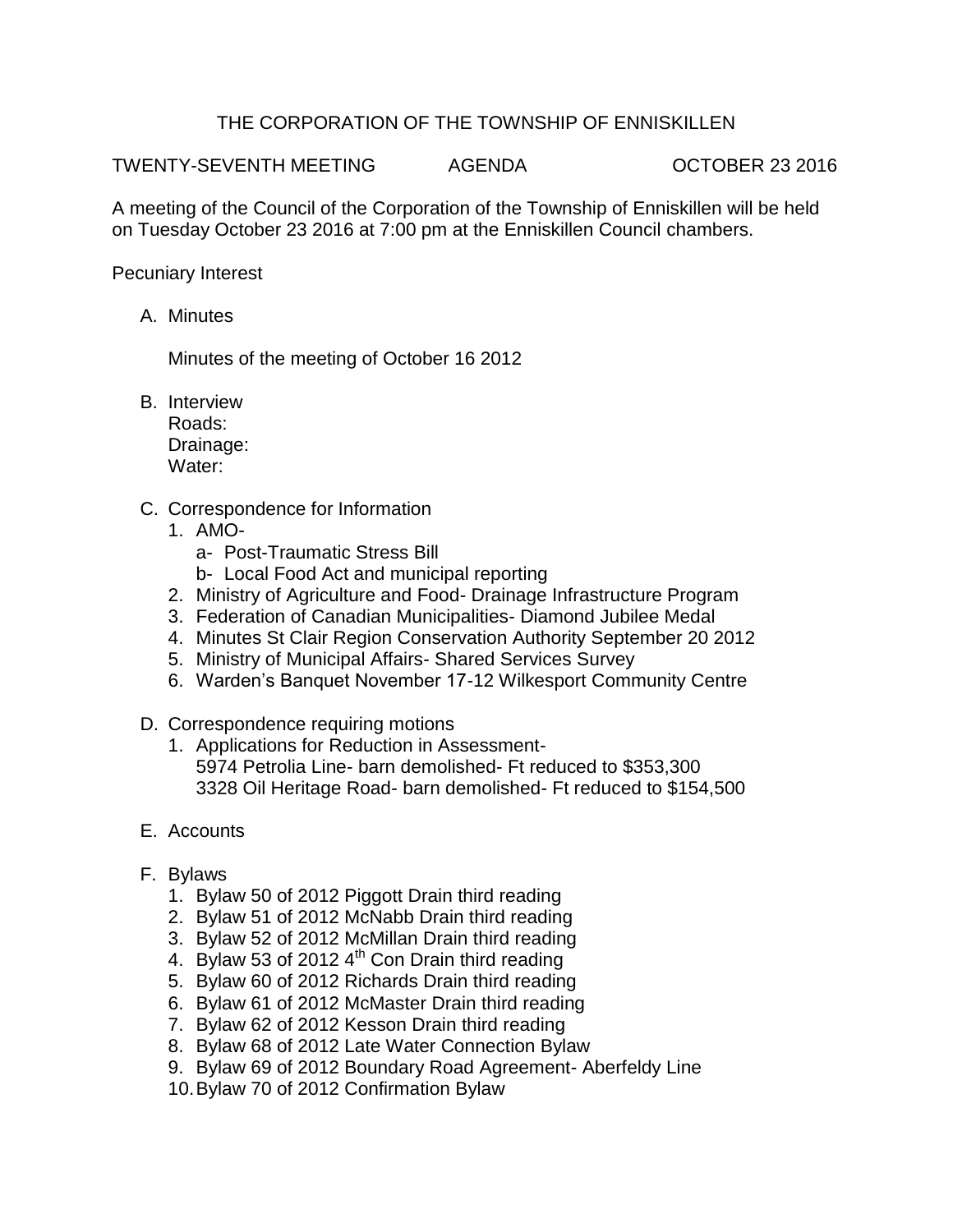THE CORPORATION OF THE TOWNSHIP OF ENNISKILLEN

TWENTY-SEVENTH MEETING AGENDA OCTOBER 23 2016

A meeting of the Council of the Corporation of the Township of Enniskillen will be held on Tuesday October 23 2016 at 7:00 pm at the Enniskillen Council chambers.

Pecuniary Interest

A. Minutes

   Minutes of the meeting of October 16 2012

B. Interview
   Roads:
   Drainage:
   Water:

C. Correspondence for Information
   1. AMO-
      a- Post-Traumatic Stress Bill
      b- Local Food Act and municipal reporting
   2. Ministry of Agriculture and Food- Drainage Infrastructure Program
   3. Federation of Canadian Municipalities- Diamond Jubilee Medal
   4. Minutes St Clair Region Conservation Authority September 20 2012
   5. Ministry of Municipal Affairs- Shared Services Survey
   6. Warden's Banquet November 17-12 Wilkesport Community Centre

D. Correspondence requiring motions
   1. Applications for Reduction in Assessment-
      5974 Petrolia Line- barn demolished- Ft reduced to $353,300
      3328 Oil Heritage Road- barn demolished- Ft reduced to $154,500

E. Accounts

F. Bylaws
   1. Bylaw 50 of 2012 Piggott Drain third reading
   2. Bylaw 51 of 2012 McNabb Drain third reading
   3. Bylaw 52 of 2012 McMillan Drain third reading
   4. Bylaw 53 of 2012 4th Con Drain third reading
   5. Bylaw 60 of 2012 Richards Drain third reading
   6. Bylaw 61 of 2012 McMaster Drain third reading
   7. Bylaw 62 of 2012 Kesson Drain third reading
   8. Bylaw 68 of 2012 Late Water Connection Bylaw
   9. Bylaw 69 of 2012 Boundary Road Agreement- Aberfeldy Line
   10. Bylaw 70 of 2012 Confirmation Bylaw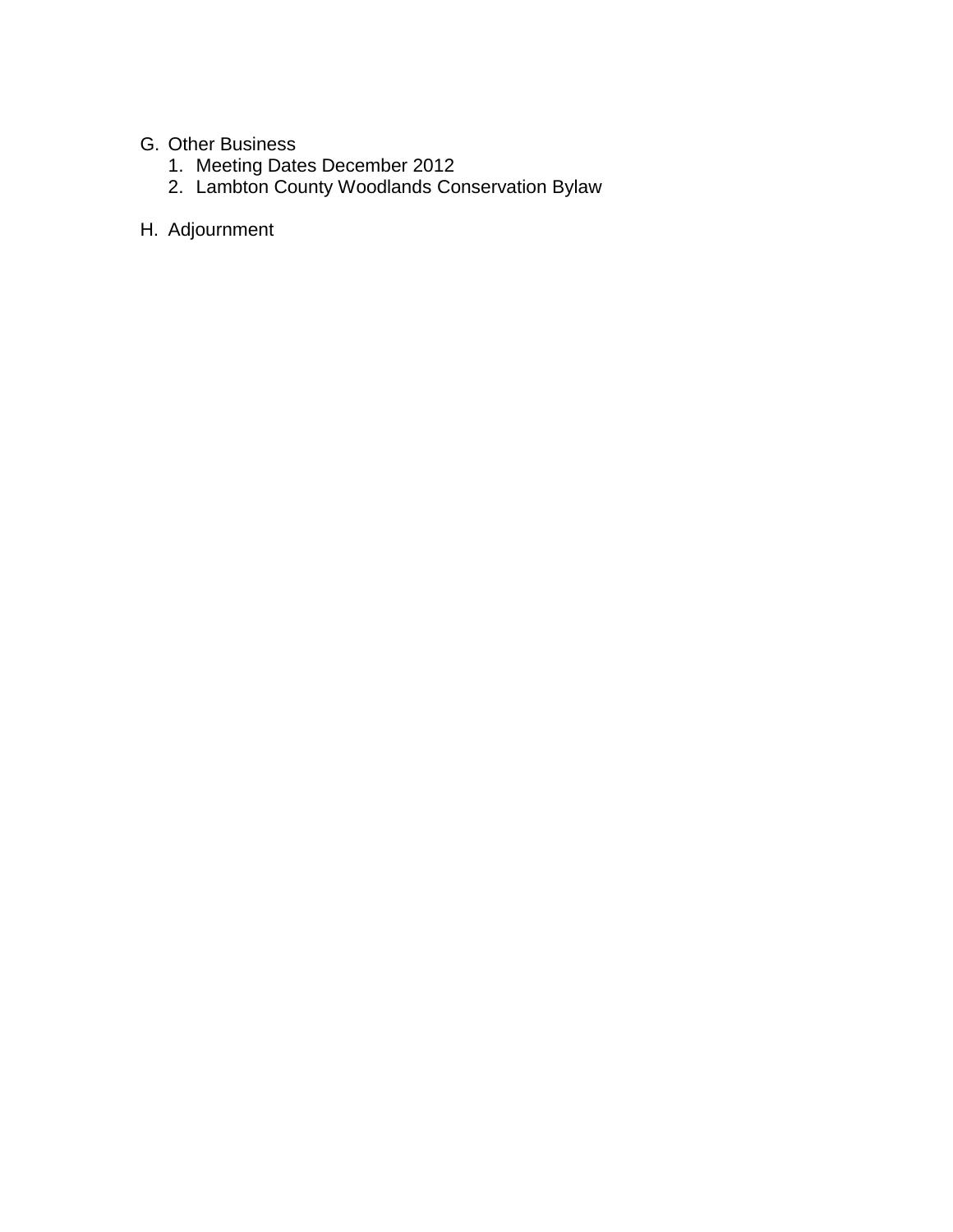G. Other Business
    1. Meeting Dates December 2012
    2. Lambton County Woodlands Conservation Bylaw

H. Adjournment